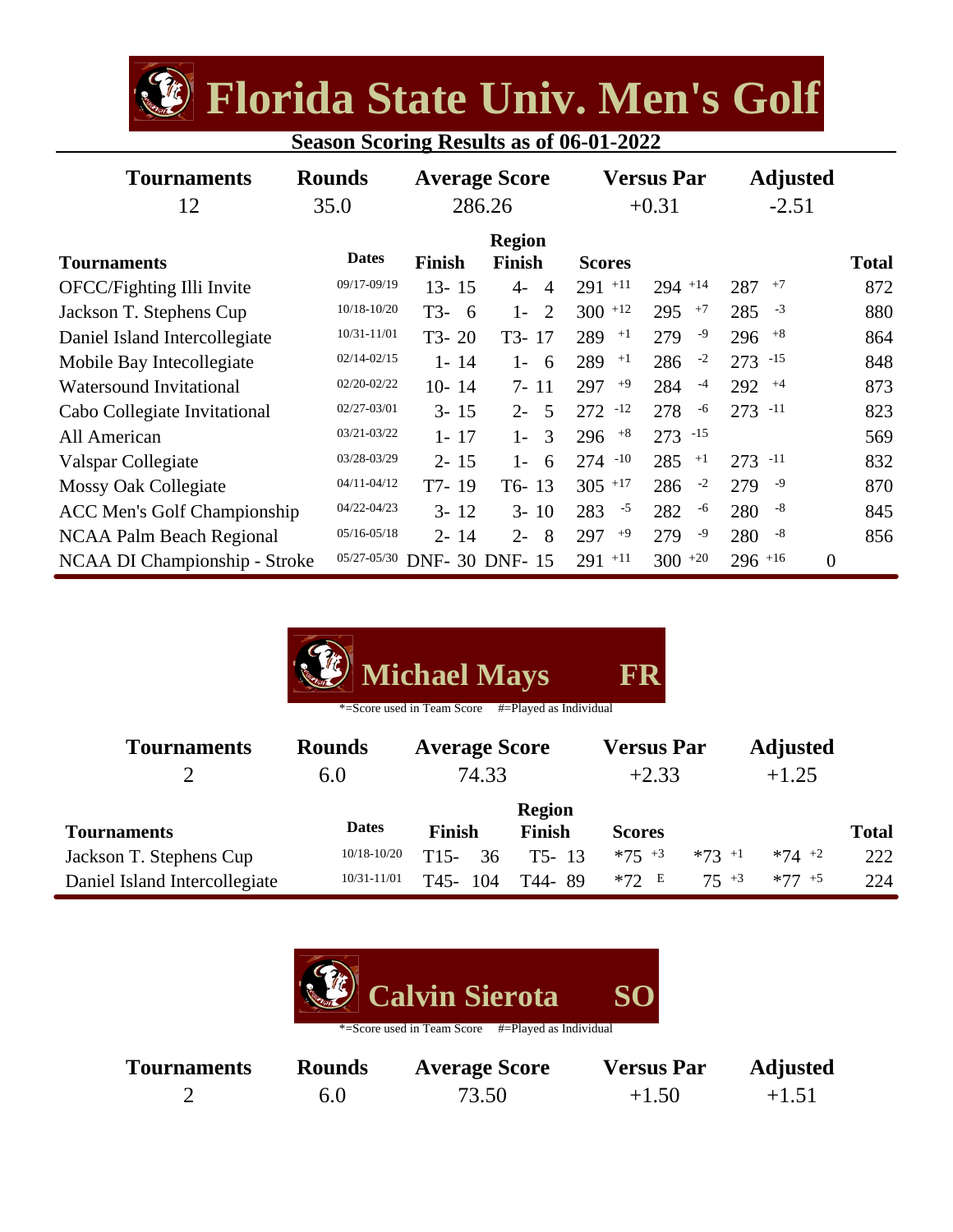# Florida State Univ. Men's Golf

**Season Scoring Results as of 06-01-2022**

| Tournaments | Rounds | Average Score | Versus Par | Adjusted |
|---|---|---|---|---|
| 12 | 35.0 | 286.26 | +0.31 | -2.51 |

| Tournaments | Dates | Finish | Region Finish | Scores | | | Total |
|---|---|---|---|---|---|---|---|
| OFCC/Fighting Illi Invite | 09/17-09/19 | 13- 15 | 4- 4 | 291 +11 | 294 +14 | 287 +7 | 872 |
| Jackson T. Stephens Cup | 10/18-10/20 | T3- 6 | 1- 2 | 300 +12 | 295 +7 | 285 -3 | 880 |
| Daniel Island Intercollegiate | 10/31-11/01 | T3- 20 | T3- 17 | 289 +1 | 279 -9 | 296 +8 | 864 |
| Mobile Bay Intecollegiate | 02/14-02/15 | 1- 14 | 1- 6 | 289 +1 | 286 -2 | 273 -15 | 848 |
| Watersound Invitational | 02/20-02/22 | 10- 14 | 7- 11 | 297 +9 | 284 -4 | 292 +4 | 873 |
| Cabo Collegiate Invitational | 02/27-03/01 | 3- 15 | 2- 5 | 272 -12 | 278 -6 | 273 -11 | 823 |
| All American | 03/21-03/22 | 1- 17 | 1- 3 | 296 +8 | 273 -15 | | 569 |
| Valspar Collegiate | 03/28-03/29 | 2- 15 | 1- 6 | 274 -10 | 285 +1 | 273 -11 | 832 |
| Mossy Oak Collegiate | 04/11-04/12 | T7- 19 | T6- 13 | 305 +17 | 286 -2 | 279 -9 | 870 |
| ACC Men's Golf Championship | 04/22-04/23 | 3- 12 | 3- 10 | 283 -5 | 282 -6 | 280 -8 | 845 |
| NCAA Palm Beach Regional | 05/16-05/18 | 2- 14 | 2- 8 | 297 +9 | 279 -9 | 280 -8 | 856 |
| NCAA DI Championship - Stroke | 05/27-05/30 | DNF- 30 | DNF- 15 | 291 +11 | 300 +20 | 296 +16 | 0 |

## Michael Mays FR

*=Score used in Team Score #=Played as Individual

| Tournaments | Rounds | Average Score | Versus Par | Adjusted |
|---|---|---|---|---|
| 2 | 6.0 | 74.33 | +2.33 | +1.25 |

| Tournaments | Dates | Finish | Region Finish | Scores | | | Total |
|---|---|---|---|---|---|---|---|
| Jackson T. Stephens Cup | 10/18-10/20 | T15- 36 | T5- 13 | *75 +3 | *73 +1 | *74 +2 | 222 |
| Daniel Island Intercollegiate | 10/31-11/01 | T45- 104 | T44- 89 | *72 E | 75 +3 | *77 +5 | 224 |

## Calvin Sierota SO

*=Score used in Team Score #=Played as Individual

| Tournaments | Rounds | Average Score | Versus Par | Adjusted |
|---|---|---|---|---|
| 2 | 6.0 | 73.50 | +1.50 | +1.51 |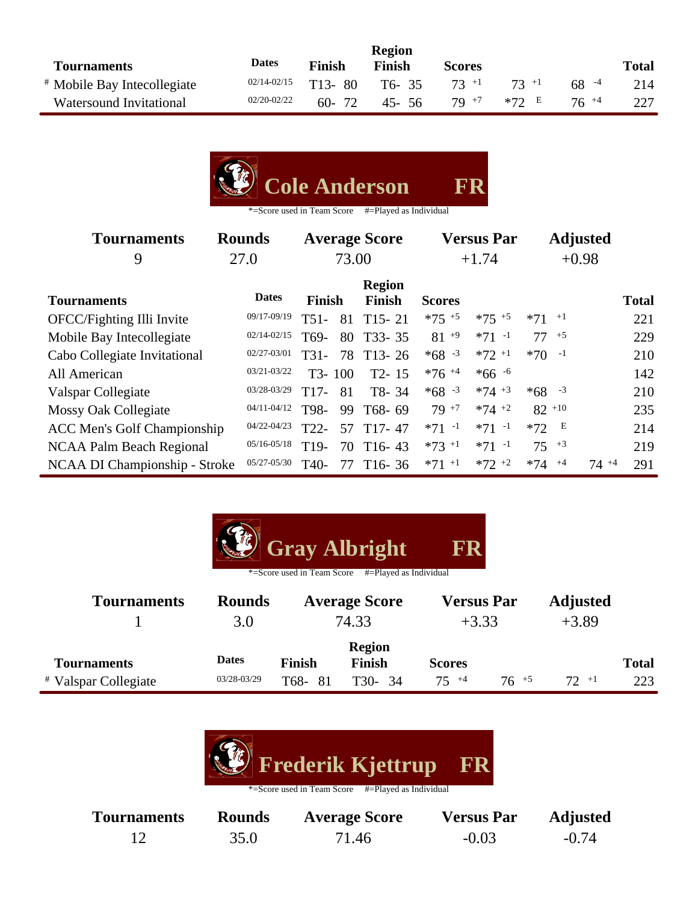| Tournaments | Dates | Finish | Region Finish | Scores | | | Total |
|---|---|---|---|---|---|---|---|
| # Mobile Bay Intecollegiate | 02/14-02/15 | T13- 80 | T6- 35 | 73 +1 | 73 +1 | 68 -4 | 214 |
| Watersound Invitational | 02/20-02/22 | 60- 72 | 45- 56 | 79 +7 | *72 E | 76 +4 | 227 |

## Cole Anderson FR

*=Score used in Team Score #=Played as Individual

| Tournaments | Rounds | Average Score | Versus Par | Adjusted |
|---|---|---|---|---|
| 9 | 27.0 | 73.00 | +1.74 | +0.98 |

| Tournaments | Dates | Finish | Region Finish | Scores | | | | Total |
|---|---|---|---|---|---|---|---|---|
| OFCC/Fighting Illi Invite | 09/17-09/19 | T51- 81 | T15- 21 | *75 +5 | *75 +5 | *71 +1 | | 221 |
| Mobile Bay Intecollegiate | 02/14-02/15 | T69- 80 | T33- 35 | 81 +9 | *71 -1 | 77 +5 | | 229 |
| Cabo Collegiate Invitational | 02/27-03/01 | T31- 78 | T13- 26 | *68 -3 | *72 +1 | *70 -1 | | 210 |
| All American | 03/21-03/22 | T3- 100 | T2- 15 | *76 +4 | *66 -6 | | | 142 |
| Valspar Collegiate | 03/28-03/29 | T17- 81 | T8- 34 | *68 -3 | *74 +3 | *68 -3 | | 210 |
| Mossy Oak Collegiate | 04/11-04/12 | T98- 99 | T68- 69 | 79 +7 | *74 +2 | 82 +10 | | 235 |
| ACC Men's Golf Championship | 04/22-04/23 | T22- 57 | T17- 47 | *71 -1 | *71 -1 | *72 E | | 214 |
| NCAA Palm Beach Regional | 05/16-05/18 | T19- 70 | T16- 43 | *73 +1 | *71 -1 | 75 +3 | | 219 |
| NCAA DI Championship - Stroke | 05/27-05/30 | T40- 77 | T16- 36 | *71 +1 | *72 +2 | *74 +4 | 74 +4 | 291 |

## Gray Albright FR

*=Score used in Team Score #=Played as Individual

| Tournaments | Rounds | Average Score | Versus Par | Adjusted |
|---|---|---|---|---|
| 1 | 3.0 | 74.33 | +3.33 | +3.89 |

| Tournaments | Dates | Finish | Region Finish | Scores | | | Total |
|---|---|---|---|---|---|---|---|
| # Valspar Collegiate | 03/28-03/29 | T68- 81 | T30- 34 | 75 +4 | 76 +5 | 72 +1 | 223 |

## Frederik Kjettrup FR

*=Score used in Team Score #=Played as Individual

| Tournaments | Rounds | Average Score | Versus Par | Adjusted |
|---|---|---|---|---|
| 12 | 35.0 | 71.46 | -0.03 | -0.74 |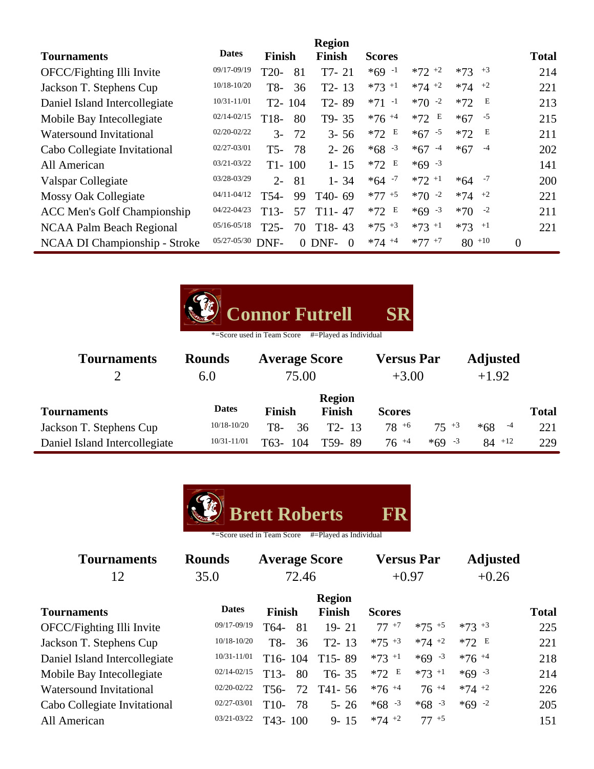| Tournaments | Dates | Finish | Region Finish | Scores | | | Total |
|---|---|---|---|---|---|---|---|
| OFCC/Fighting Illi Invite | 09/17-09/19 | T20- 81 | T7- 21 | *69 -1 | *72 +2 | *73 +3 | 214 |
| Jackson T. Stephens Cup | 10/18-10/20 | T8- 36 | T2- 13 | *73 +1 | *74 +2 | *74 +2 | 221 |
| Daniel Island Intercollegiate | 10/31-11/01 | T2- 104 | T2- 89 | *71 -1 | *70 -2 | *72 E | 213 |
| Mobile Bay Intecollegiate | 02/14-02/15 | T18- 80 | T9- 35 | *76 +4 | *72 E | *67 -5 | 215 |
| Watersound Invitational | 02/20-02/22 | 3- 72 | 3- 56 | *72 E | *67 -5 | *72 E | 211 |
| Cabo Collegiate Invitational | 02/27-03/01 | T5- 78 | 2- 26 | *68 -3 | *67 -4 | *67 -4 | 202 |
| All American | 03/21-03/22 | T1- 100 | 1- 15 | *72 E | *69 -3 | | 141 |
| Valspar Collegiate | 03/28-03/29 | 2- 81 | 1- 34 | *64 -7 | *72 +1 | *64 -7 | 200 |
| Mossy Oak Collegiate | 04/11-04/12 | T54- 99 | T40- 69 | *77 +5 | *70 -2 | *74 +2 | 221 |
| ACC Men's Golf Championship | 04/22-04/23 | T13- 57 | T11- 47 | *72 E | *69 -3 | *70 -2 | 211 |
| NCAA Palm Beach Regional | 05/16-05/18 | T25- 70 | T18- 43 | *75 +3 | *73 +1 | *73 +1 | 221 |
| NCAA DI Championship - Stroke | 05/27-05/30 | DNF- 0 | DNF- 0 | *74 +4 | *77 +7 | 80 +10 | 0 |

## Connor Futrell SR

*=Score used in Team Score #=Played as Individual

| Tournaments | Rounds | Average Score | Versus Par | Adjusted |
|---|---|---|---|---|
| 2 | 6.0 | 75.00 | +3.00 | +1.92 |

| Tournaments | Dates | Finish | Region Finish | Scores | | | Total |
|---|---|---|---|---|---|---|---|
| Jackson T. Stephens Cup | 10/18-10/20 | T8- 36 | T2- 13 | 78 +6 | 75 +3 | *68 -4 | 221 |
| Daniel Island Intercollegiate | 10/31-11/01 | T63- 104 | T59- 89 | 76 +4 | *69 -3 | 84 +12 | 229 |

## Brett Roberts FR

*=Score used in Team Score #=Played as Individual

| Tournaments | Rounds | Average Score | Versus Par | Adjusted |
|---|---|---|---|---|
| 12 | 35.0 | 72.46 | +0.97 | +0.26 |

| Tournaments | Dates | Finish | Region Finish | Scores | | | Total |
|---|---|---|---|---|---|---|---|
| OFCC/Fighting Illi Invite | 09/17-09/19 | T64- 81 | 19- 21 | 77 +7 | *75 +5 | *73 +3 | 225 |
| Jackson T. Stephens Cup | 10/18-10/20 | T8- 36 | T2- 13 | *75 +3 | *74 +2 | *72 E | 221 |
| Daniel Island Intercollegiate | 10/31-11/01 | T16- 104 | T15- 89 | *73 +1 | *69 -3 | *76 +4 | 218 |
| Mobile Bay Intecollegiate | 02/14-02/15 | T13- 80 | T6- 35 | *72 E | *73 +1 | *69 -3 | 214 |
| Watersound Invitational | 02/20-02/22 | T56- 72 | T41- 56 | *76 +4 | 76 +4 | *74 +2 | 226 |
| Cabo Collegiate Invitational | 02/27-03/01 | T10- 78 | 5- 26 | *68 -3 | *68 -3 | *69 -2 | 205 |
| All American | 03/21-03/22 | T43- 100 | 9- 15 | *74 +2 | 77 +5 | | 151 |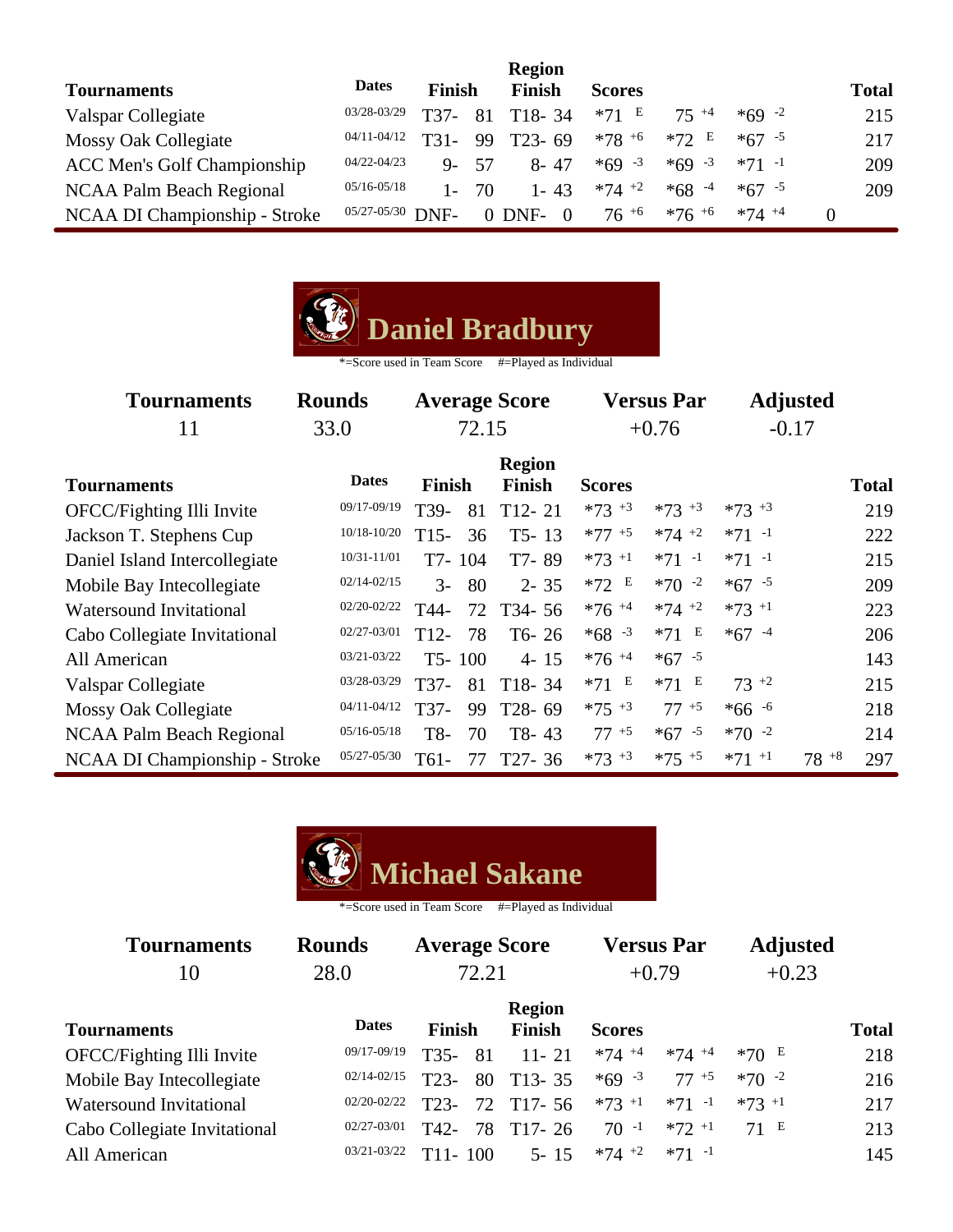| Tournaments | Dates | Finish | Region Finish | Scores | | | | Total |
|---|---|---|---|---|---|---|---|---|
| Valspar Collegiate | 03/28-03/29 | T37- 81 | T18- 34 | *71 E | 75 +4 | *69 -2 | | 215 |
| Mossy Oak Collegiate | 04/11-04/12 | T31- 99 | T23- 69 | *78 +6 | *72 E | *67 -5 | | 217 |
| ACC Men's Golf Championship | 04/22-04/23 | 9- 57 | 8- 47 | *69 -3 | *69 -3 | *71 -1 | | 209 |
| NCAA Palm Beach Regional | 05/16-05/18 | 1- 70 | 1- 43 | *74 +2 | *68 -4 | *67 -5 | | 209 |
| NCAA DI Championship - Stroke | 05/27-05/30 | DNF- 0 | DNF- 0 | 76 +6 | *76 +6 | *74 +4 | 0 | |

## Daniel Bradbury

*=Score used in Team Score #=Played as Individual

| Tournaments | Rounds | Average Score | Versus Par | Adjusted |
|---|---|---|---|---|
| 11 | 33.0 | 72.15 | +0.76 | -0.17 |

| Tournaments | Dates | Finish | Region Finish | Scores | | | | Total |
|---|---|---|---|---|---|---|---|---|
| OFCC/Fighting Illi Invite | 09/17-09/19 | T39- 81 | T12- 21 | *73 +3 | *73 +3 | *73 +3 | | 219 |
| Jackson T. Stephens Cup | 10/18-10/20 | T15- 36 | T5- 13 | *77 +5 | *74 +2 | *71 -1 | | 222 |
| Daniel Island Intercollegiate | 10/31-11/01 | T7- 104 | T7- 89 | *73 +1 | *71 -1 | *71 -1 | | 215 |
| Mobile Bay Intecollegiate | 02/14-02/15 | 3- 80 | 2- 35 | *72 E | *70 -2 | *67 -5 | | 209 |
| Watersound Invitational | 02/20-02/22 | T44- 72 | T34- 56 | *76 +4 | *74 +2 | *73 +1 | | 223 |
| Cabo Collegiate Invitational | 02/27-03/01 | T12- 78 | T6- 26 | *68 -3 | *71 E | *67 -4 | | 206 |
| All American | 03/21-03/22 | T5- 100 | 4- 15 | *76 +4 | *67 -5 | | | 143 |
| Valspar Collegiate | 03/28-03/29 | T37- 81 | T18- 34 | *71 E | *71 E | 73 +2 | | 215 |
| Mossy Oak Collegiate | 04/11-04/12 | T37- 99 | T28- 69 | *75 +3 | 77 +5 | *66 -6 | | 218 |
| NCAA Palm Beach Regional | 05/16-05/18 | T8- 70 | T8- 43 | 77 +5 | *67 -5 | *70 -2 | | 214 |
| NCAA DI Championship - Stroke | 05/27-05/30 | T61- 77 | T27- 36 | *73 +3 | *75 +5 | *71 +1 | 78 +8 | 297 |

## Michael Sakane

*=Score used in Team Score #=Played as Individual

| Tournaments | Rounds | Average Score | Versus Par | Adjusted |
|---|---|---|---|---|
| 10 | 28.0 | 72.21 | +0.79 | +0.23 |

| Tournaments | Dates | Finish | Region Finish | Scores | | | Total |
|---|---|---|---|---|---|---|---|
| OFCC/Fighting Illi Invite | 09/17-09/19 | T35- 81 | 11- 21 | *74 +4 | *74 +4 | *70 E | 218 |
| Mobile Bay Intecollegiate | 02/14-02/15 | T23- 80 | T13- 35 | *69 -3 | 77 +5 | *70 -2 | 216 |
| Watersound Invitational | 02/20-02/22 | T23- 72 | T17- 56 | *73 +1 | *71 -1 | *73 +1 | 217 |
| Cabo Collegiate Invitational | 02/27-03/01 | T42- 78 | T17- 26 | 70 -1 | *72 +1 | 71 E | 213 |
| All American | 03/21-03/22 | T11- 100 | 5- 15 | *74 +2 | *71 -1 | | 145 |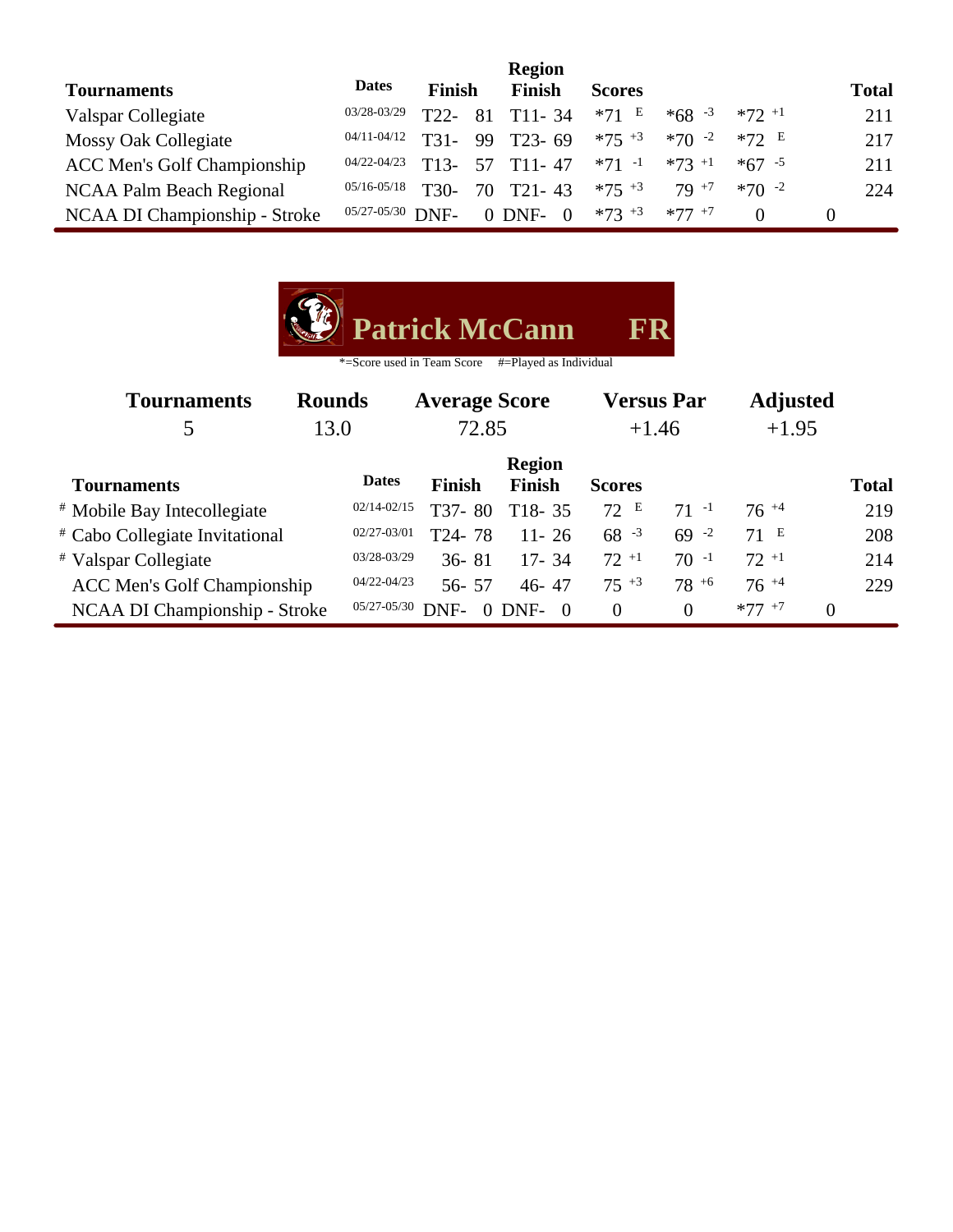| Tournaments | Dates | Finish | Region Finish | Scores | | | | Total |
|---|---|---|---|---|---|---|---|---|
| Valspar Collegiate | 03/28-03/29 | T22- 81 | T11- 34 | *71 E | *68 -3 | *72 +1 | | 211 |
| Mossy Oak Collegiate | 04/11-04/12 | T31- 99 | T23- 69 | *75 +3 | *70 -2 | *72 E | | 217 |
| ACC Men's Golf Championship | 04/22-04/23 | T13- 57 | T11- 47 | *71 -1 | *73 +1 | *67 -5 | | 211 |
| NCAA Palm Beach Regional | 05/16-05/18 | T30- 70 | T21- 43 | *75 +3 | 79 +7 | *70 -2 | | 224 |
| NCAA DI Championship - Stroke | 05/27-05/30 | DNF- 0 | DNF- 0 | *73 +3 | *77 +7 | 0 | 0 | |

## Patrick McCann FR

*=Score used in Team Score #=Played as Individual

| Tournaments | Rounds | Average Score | Versus Par | Adjusted |
|---|---|---|---|---|
| 5 | 13.0 | 72.85 | +1.46 | +1.95 |

| Tournaments | Dates | Finish | Region Finish | Scores | | | | Total |
|---|---|---|---|---|---|---|---|---|
| # Mobile Bay Intecollegiate | 02/14-02/15 | T37- 80 | T18- 35 | 72 E | 71 -1 | 76 +4 | | 219 |
| # Cabo Collegiate Invitational | 02/27-03/01 | T24- 78 | 11- 26 | 68 -3 | 69 -2 | 71 E | | 208 |
| # Valspar Collegiate | 03/28-03/29 | 36- 81 | 17- 34 | 72 +1 | 70 -1 | 72 +1 | | 214 |
| ACC Men's Golf Championship | 04/22-04/23 | 56- 57 | 46- 47 | 75 +3 | 78 +6 | 76 +4 | | 229 |
| NCAA DI Championship - Stroke | 05/27-05/30 | DNF- 0 | DNF- 0 | 0 | 0 | *77 +7 | 0 | |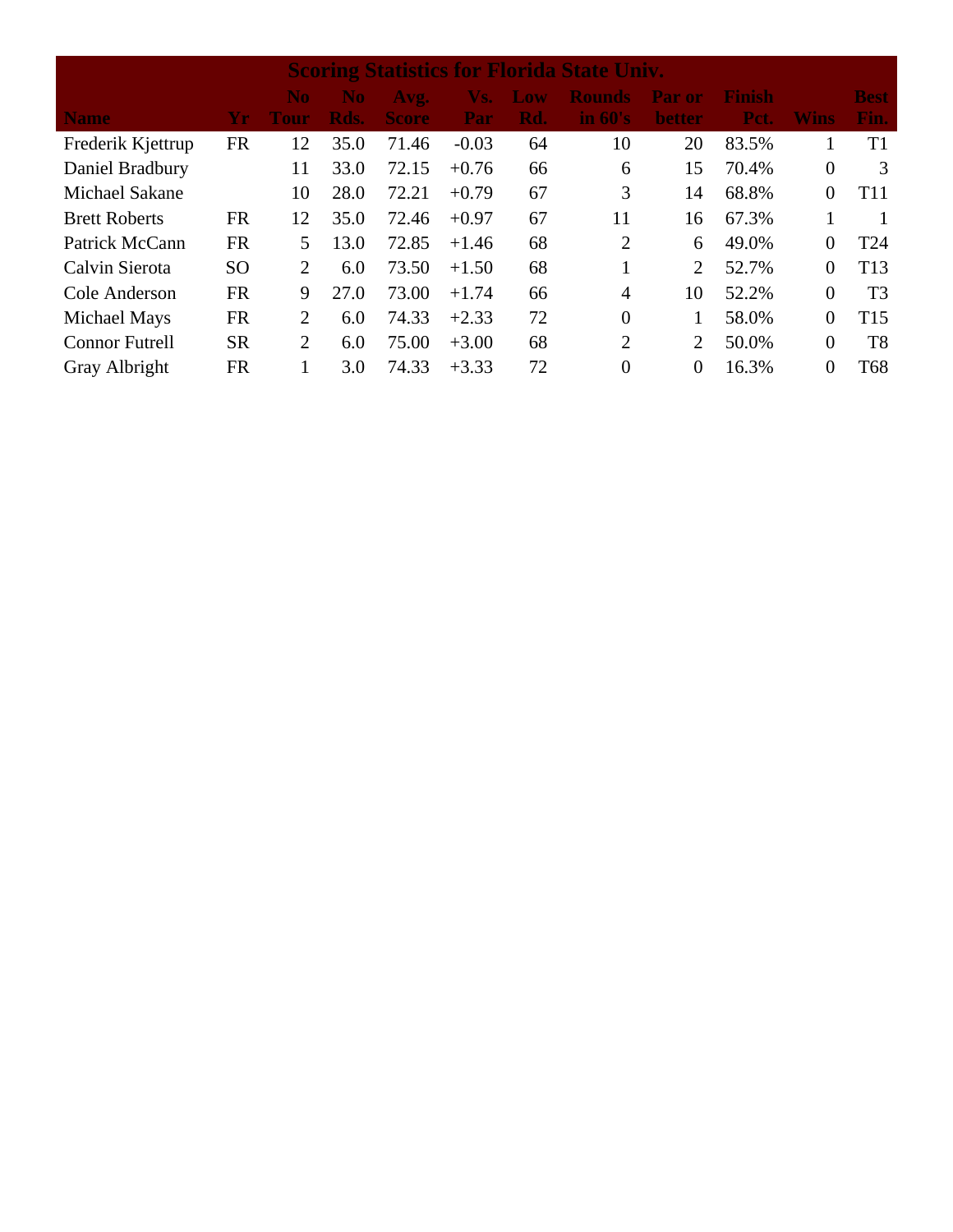# Scoring Statistics for Florida State Univ.

| Name | Yr | No Tour | No Rds. | Avg. Score | Vs. Par | Low Rd. | Rounds in 60's | Par or better | Finish Pct. | Wins | Best Fin. |
|---|---|---|---|---|---|---|---|---|---|---|---|
| Frederik Kjettrup | FR | 12 | 35.0 | 71.46 | -0.03 | 64 | 10 | 20 | 83.5% | 1 | T1 |
| Daniel Bradbury | | 11 | 33.0 | 72.15 | +0.76 | 66 | 6 | 15 | 70.4% | 0 | 3 |
| Michael Sakane | | 10 | 28.0 | 72.21 | +0.79 | 67 | 3 | 14 | 68.8% | 0 | T11 |
| Brett Roberts | FR | 12 | 35.0 | 72.46 | +0.97 | 67 | 11 | 16 | 67.3% | 1 | 1 |
| Patrick McCann | FR | 5 | 13.0 | 72.85 | +1.46 | 68 | 2 | 6 | 49.0% | 0 | T24 |
| Calvin Sierota | SO | 2 | 6.0 | 73.50 | +1.50 | 68 | 1 | 2 | 52.7% | 0 | T13 |
| Cole Anderson | FR | 9 | 27.0 | 73.00 | +1.74 | 66 | 4 | 10 | 52.2% | 0 | T3 |
| Michael Mays | FR | 2 | 6.0 | 74.33 | +2.33 | 72 | 0 | 1 | 58.0% | 0 | T15 |
| Connor Futrell | SR | 2 | 6.0 | 75.00 | +3.00 | 68 | 2 | 2 | 50.0% | 0 | T8 |
| Gray Albright | FR | 1 | 3.0 | 74.33 | +3.33 | 72 | 0 | 0 | 16.3% | 0 | T68 |